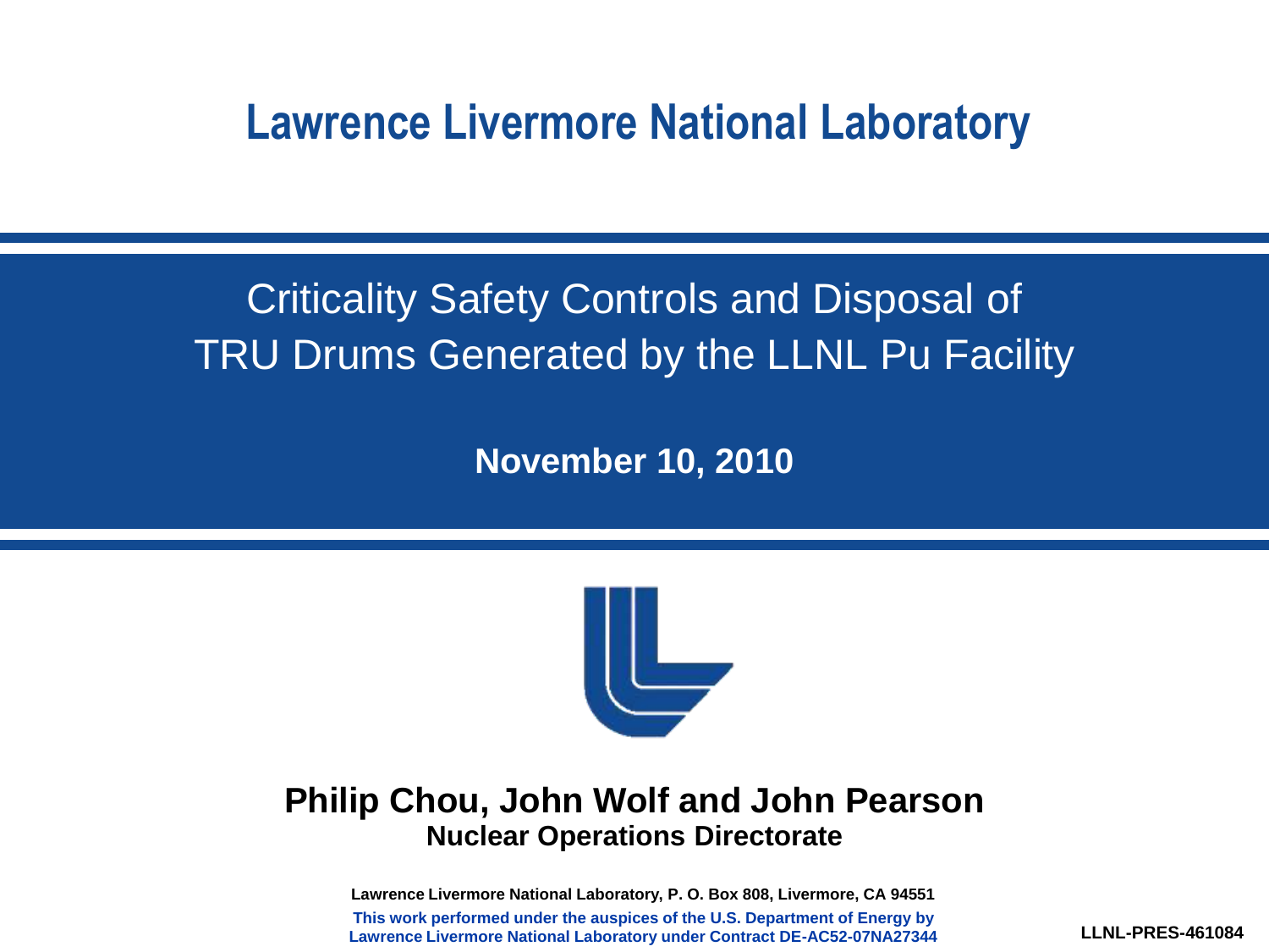# Lawrence Livermore National Laboratory

## Criticality Safety Controls and Disposal of TRU Drums Generated by the LLNL Pu Facility

**November 10, 2010**

**Philip Chou, John Wolf and John Pearson**

**Nuclear Operations Directorate**

**Lawrence Livermore National Laboratory, P. O. Box 808, Livermore, CA 94551**

**This work performed under the auspices of the U.S. Department of Energy by Lawrence Livermore National Laboratory under Contract DE-AC52-07NA27344**

**LLNL-PRES-461084**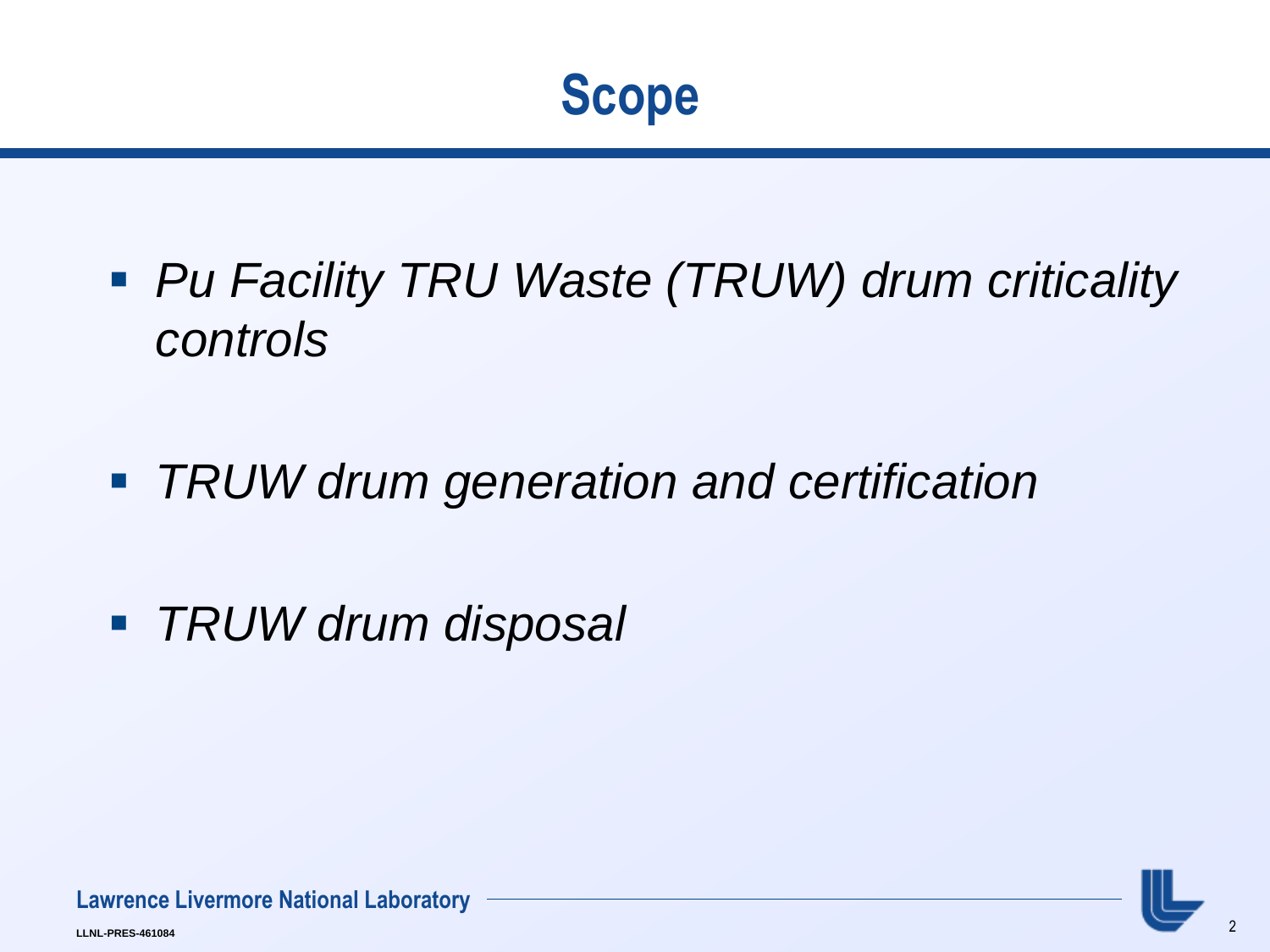# Scope

- *Pu Facility TRU Waste (TRUW) drum criticality controls*

- *TRUW drum generation and certification*

- *TRUW drum disposal*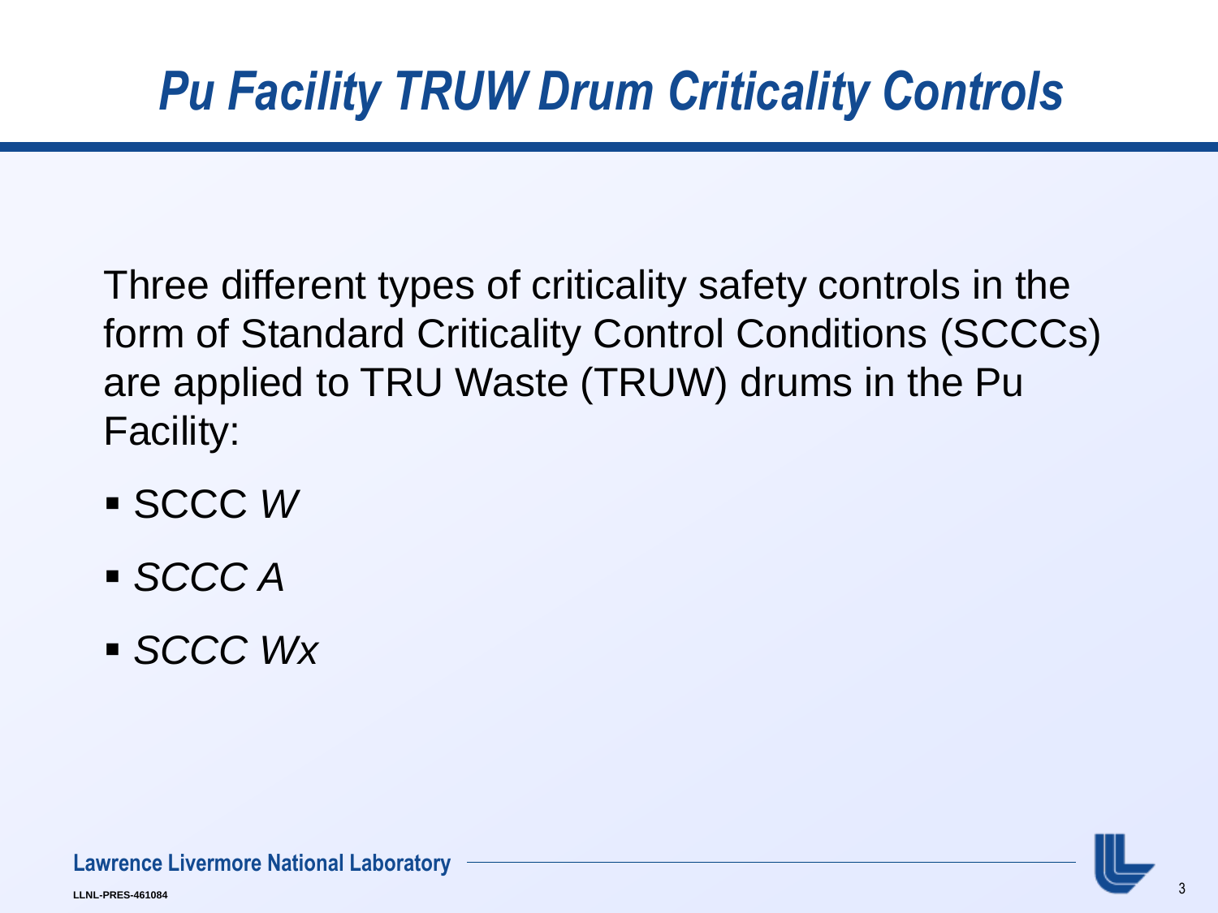# *Pu Facility TRUW Drum Criticality Controls*

Three different types of criticality safety controls in the form of Standard Criticality Control Conditions (SCCCs) are applied to TRU Waste (TRUW) drums in the Pu Facility:

- SCCC *W*
- *SCCC A*
- *SCCC Wx*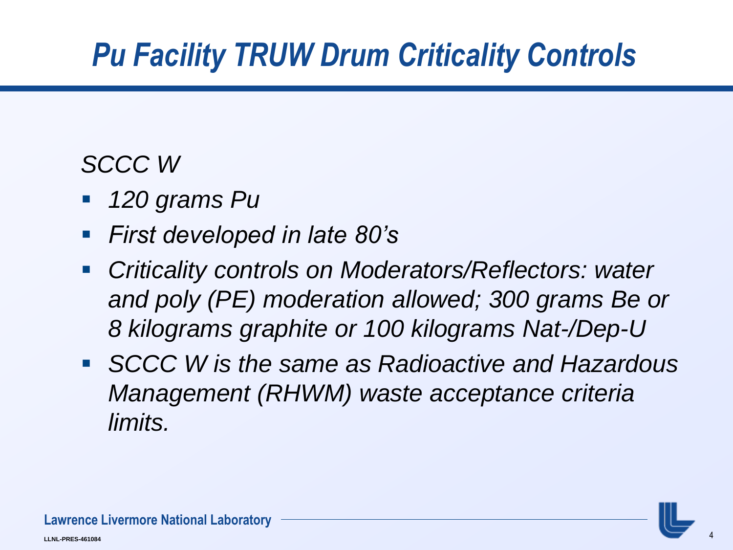# *Pu Facility TRUW Drum Criticality Controls*

*SCCC W*

- *120 grams Pu*
- *First developed in late 80's*
- *Criticality controls on Moderators/Reflectors: water and poly (PE) moderation allowed; 300 grams Be or 8 kilograms graphite or 100 kilograms Nat-/Dep-U*
- *SCCC W is the same as Radioactive and Hazardous Management (RHWM) waste acceptance criteria limits.*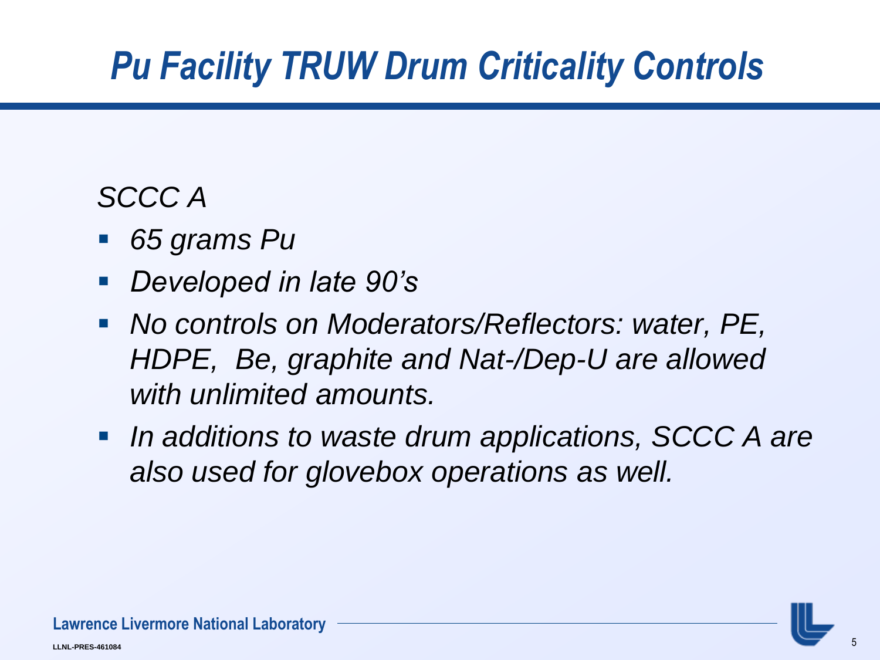# *Pu Facility TRUW Drum Criticality Controls*

*SCCC A*

- *65 grams Pu*
- *Developed in late 90's*
- *No controls on Moderators/Reflectors: water, PE, HDPE, Be, graphite and Nat-/Dep-U are allowed with unlimited amounts.*
- *In additions to waste drum applications, SCCC A are also used for glovebox operations as well.*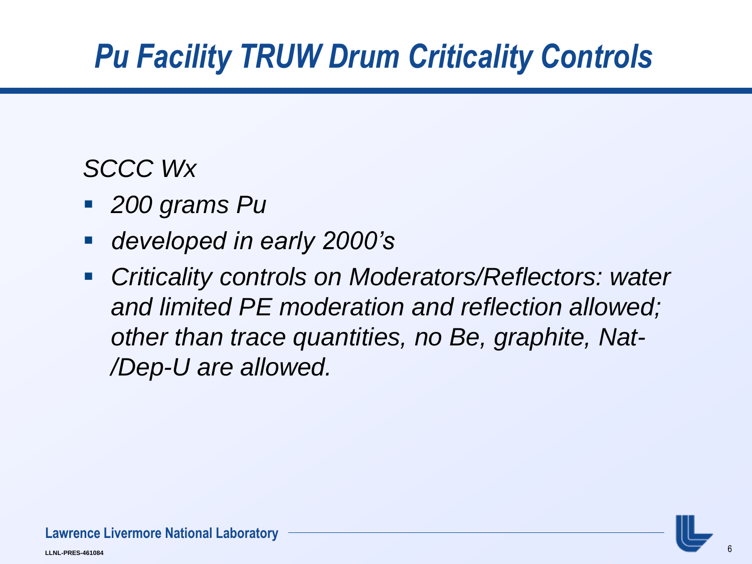# *Pu Facility TRUW Drum Criticality Controls*

*SCCC Wx*

- *200 grams Pu*
- *developed in early 2000's*
- *Criticality controls on Moderators/Reflectors: water and limited PE moderation and reflection allowed; other than trace quantities, no Be, graphite, Nat-/Dep-U are allowed.*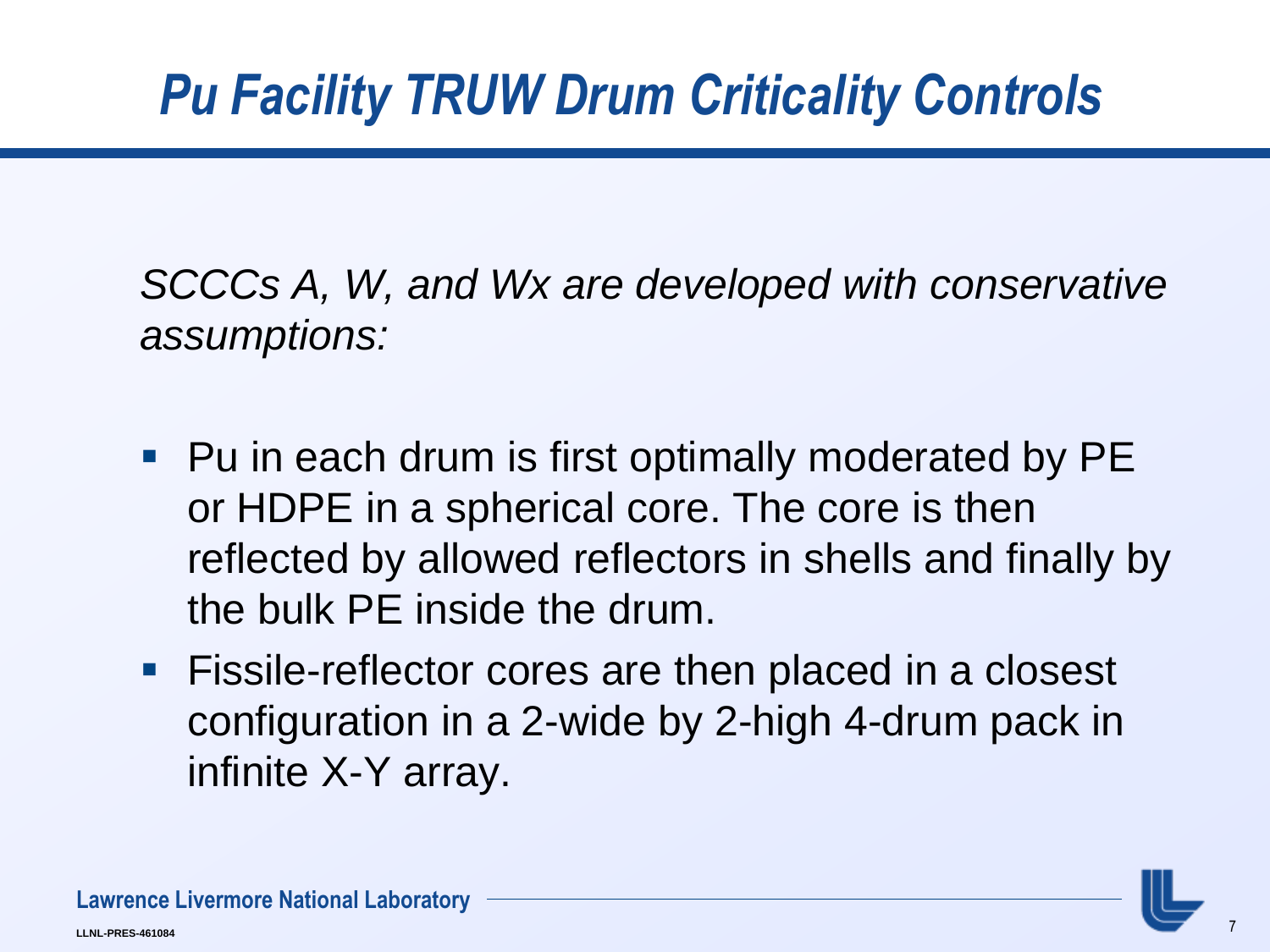# *Pu Facility TRUW Drum Criticality Controls*

*SCCCs A, W, and Wx are developed with conservative assumptions:*

- Pu in each drum is first optimally moderated by PE or HDPE in a spherical core. The core is then reflected by allowed reflectors in shells and finally by the bulk PE inside the drum.
- Fissile-reflector cores are then placed in a closest configuration in a 2-wide by 2-high 4-drum pack in infinite X-Y array.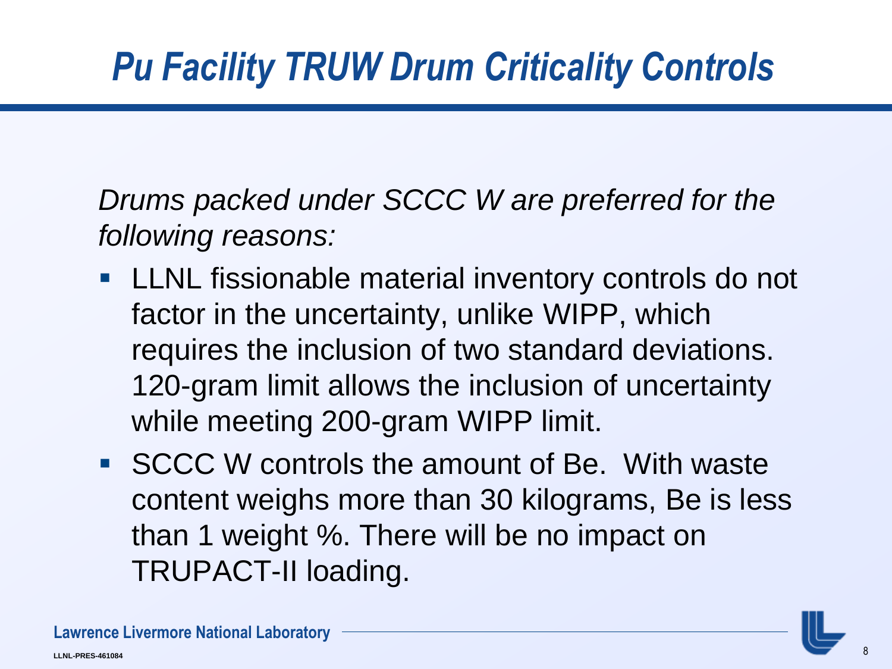# *Pu Facility TRUW Drum Criticality Controls*

*Drums packed under SCCC W are preferred for the following reasons:*

- LLNL fissionable material inventory controls do not factor in the uncertainty, unlike WIPP, which requires the inclusion of two standard deviations. 120-gram limit allows the inclusion of uncertainty while meeting 200-gram WIPP limit.
- SCCC W controls the amount of Be. With waste content weighs more than 30 kilograms, Be is less than 1 weight %. There will be no impact on TRUPACT-II loading.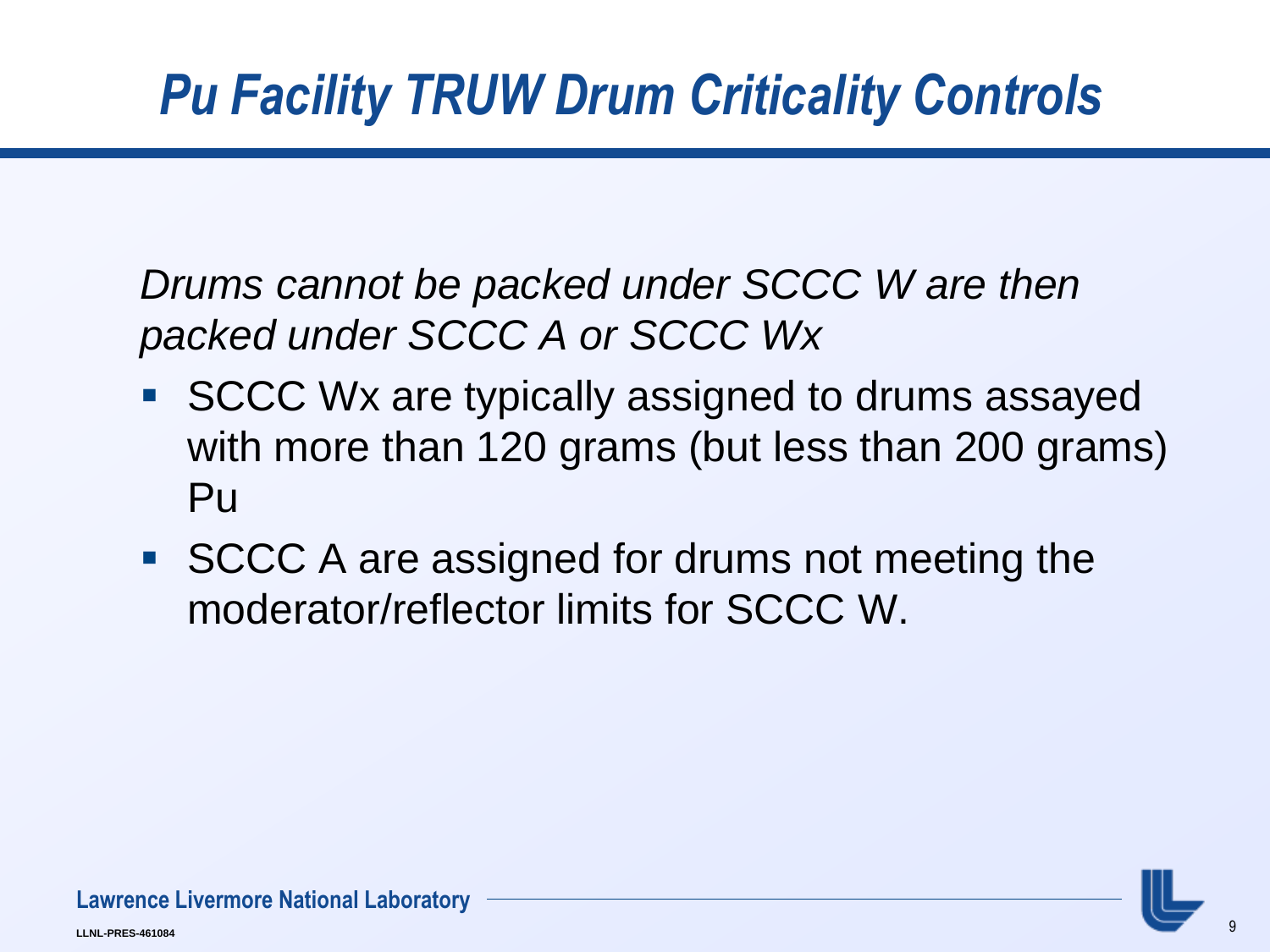# *Pu Facility TRUW Drum Criticality Controls*

*Drums cannot be packed under SCCC W are then packed under SCCC A or SCCC Wx*

- SCCC Wx are typically assigned to drums assayed with more than 120 grams (but less than 200 grams) Pu
- SCCC A are assigned for drums not meeting the moderator/reflector limits for SCCC W.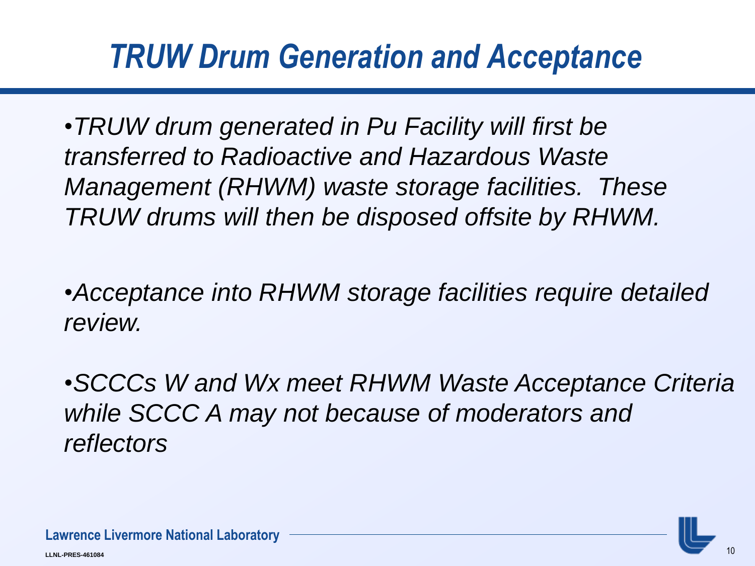# *TRUW Drum Generation and Acceptance*

- *TRUW drum generated in Pu Facility will first be transferred to Radioactive and Hazardous Waste Management (RHWM) waste storage facilities. These TRUW drums will then be disposed offsite by RHWM.*

- *Acceptance into RHWM storage facilities require detailed review.*

- *SCCCs W and Wx meet RHWM Waste Acceptance Criteria while SCCC A may not because of moderators and reflectors*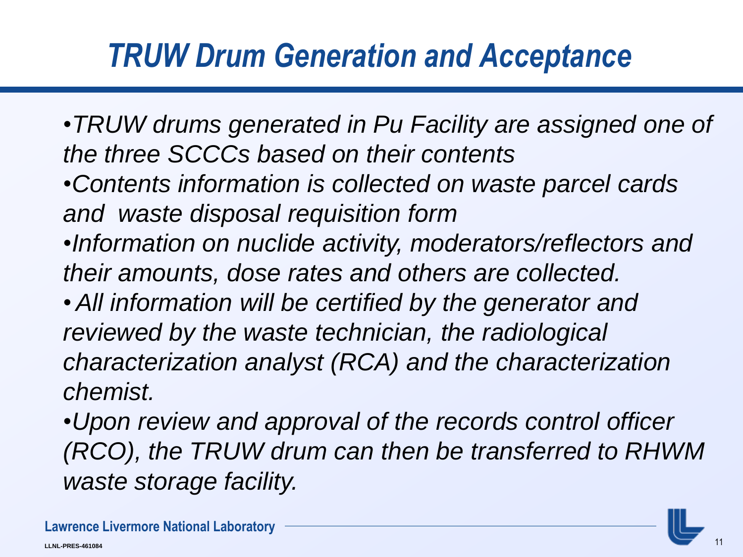# *TRUW Drum Generation and Acceptance*

- *TRUW drums generated in Pu Facility are assigned one of the three SCCCs based on their contents*
- *Contents information is collected on waste parcel cards and waste disposal requisition form*
- *Information on nuclide activity, moderators/reflectors and their amounts, dose rates and others are collected.*
- *All information will be certified by the generator and reviewed by the waste technician, the radiological characterization analyst (RCA) and the characterization chemist.*
- *Upon review and approval of the records control officer (RCO), the TRUW drum can then be transferred to RHWM waste storage facility.*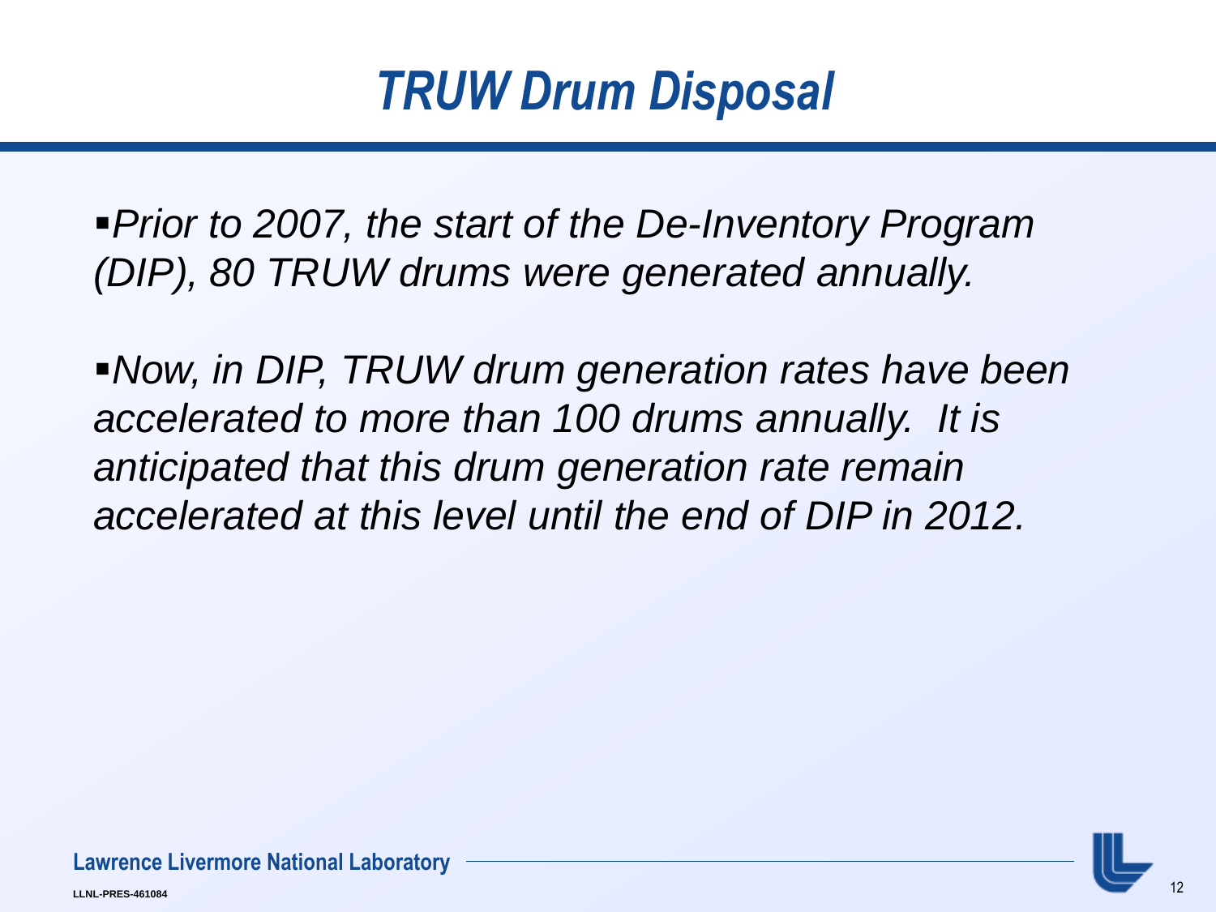# *TRUW Drum Disposal*

- *Prior to 2007, the start of the De-Inventory Program (DIP), 80 TRUW drums were generated annually.*

- *Now, in DIP, TRUW drum generation rates have been accelerated to more than 100 drums annually. It is anticipated that this drum generation rate remain accelerated at this level until the end of DIP in 2012.*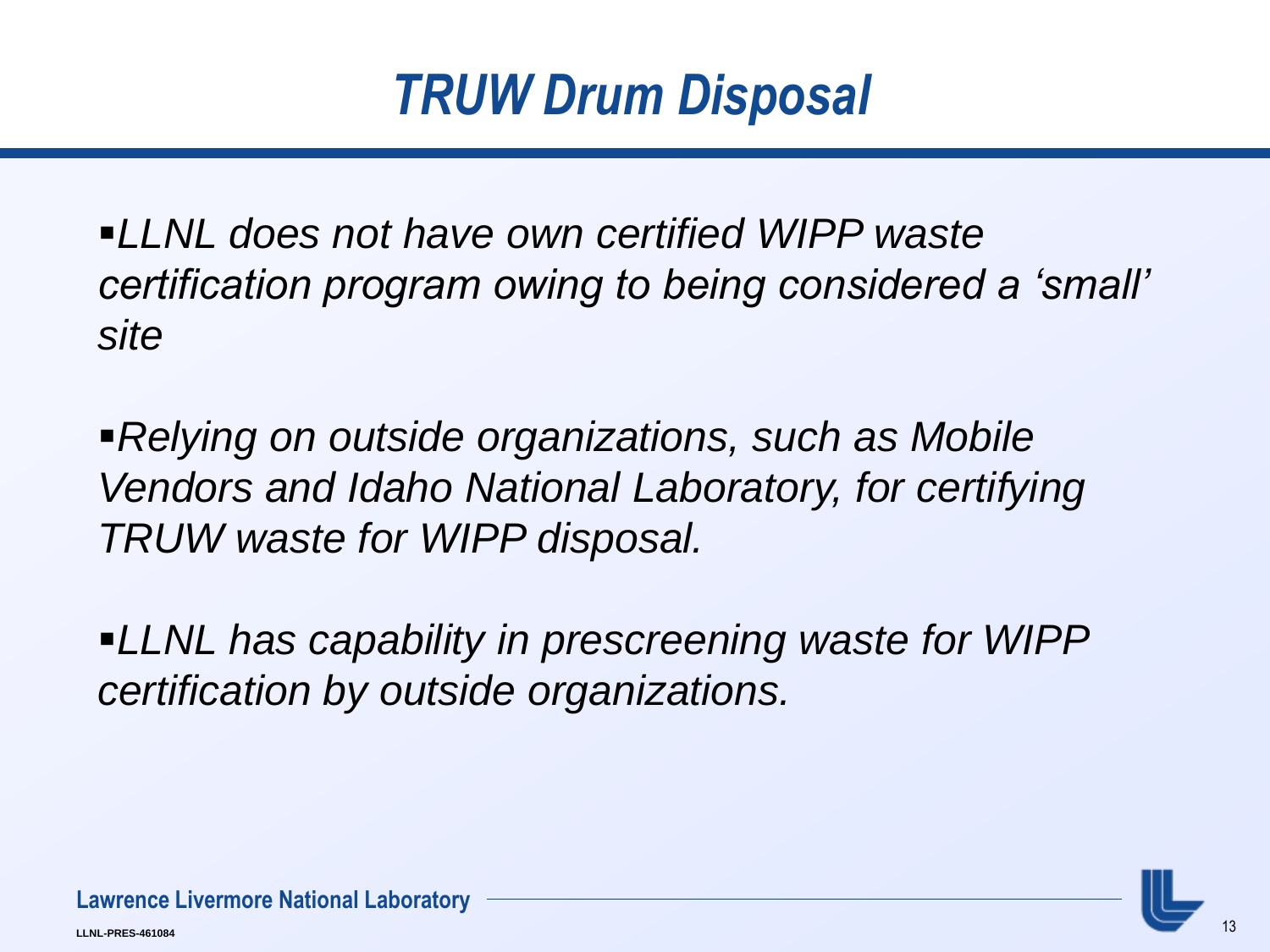# *TRUW Drum Disposal*

- *LLNL does not have own certified WIPP waste certification program owing to being considered a 'small' site*

- *Relying on outside organizations, such as Mobile Vendors and Idaho National Laboratory, for certifying TRUW waste for WIPP disposal.*

- *LLNL has capability in prescreening waste for WIPP certification by outside organizations.*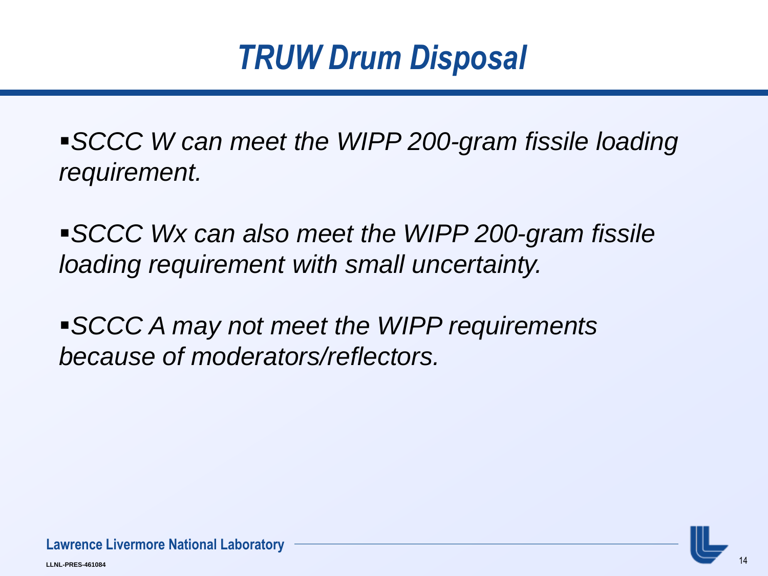# *TRUW Drum Disposal*

- *SCCC W can meet the WIPP 200-gram fissile loading requirement.*
- *SCCC Wx can also meet the WIPP 200-gram fissile loading requirement with small uncertainty.*
- *SCCC A may not meet the WIPP requirements because of moderators/reflectors.*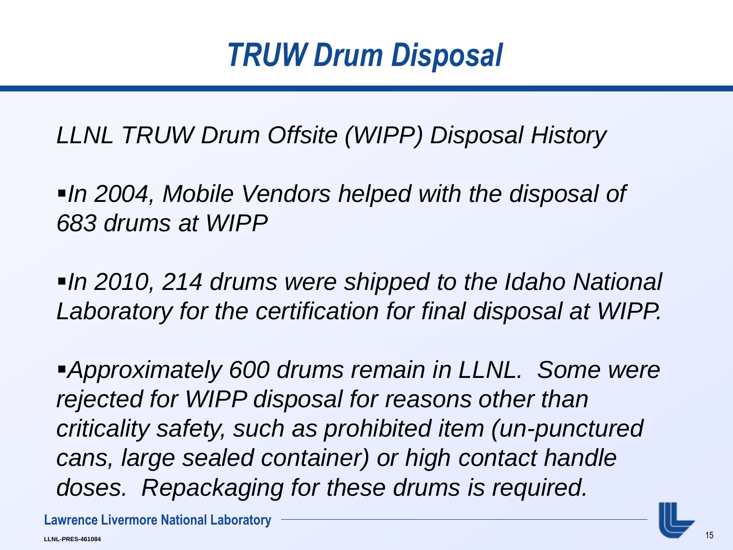# *TRUW Drum Disposal*

*LLNL TRUW Drum Offsite (WIPP) Disposal History*

- *In 2004, Mobile Vendors helped with the disposal of 683 drums at WIPP*

- *In 2010, 214 drums were shipped to the Idaho National Laboratory for the certification for final disposal at WIPP.*

- *Approximately 600 drums remain in LLNL. Some were rejected for WIPP disposal for reasons other than criticality safety, such as prohibited item (un-punctured cans, large sealed container) or high contact handle doses. Repackaging for these drums is required.*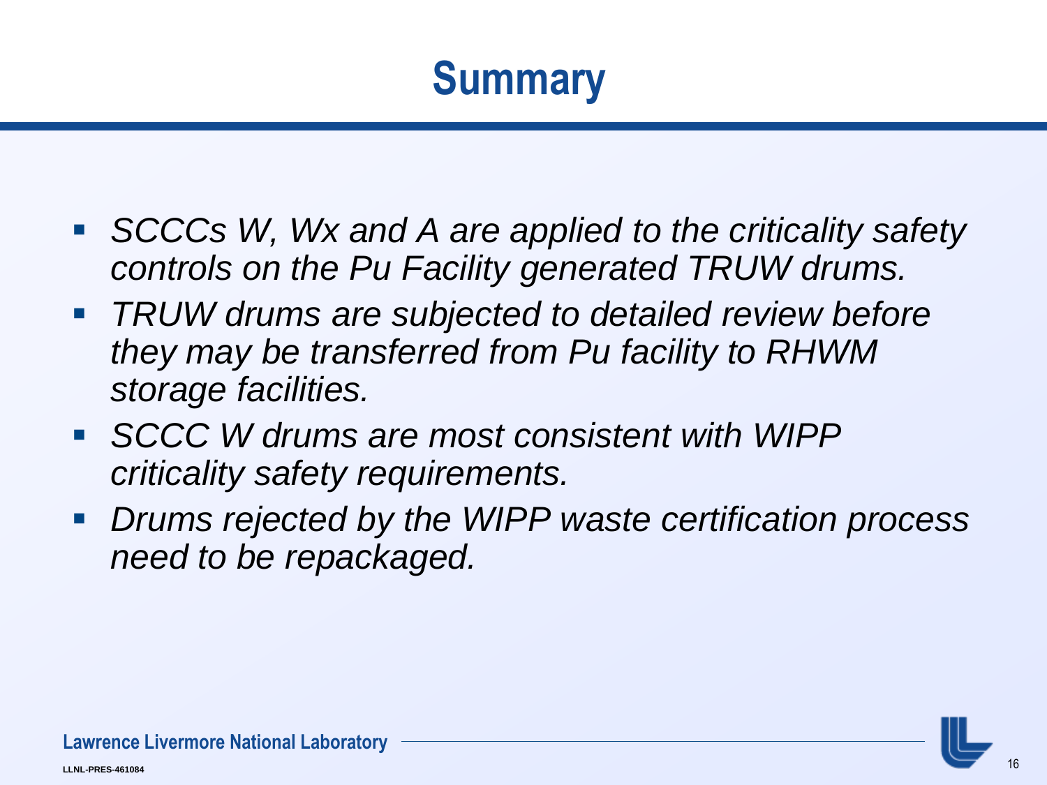# Summary

- *SCCCs W, Wx and A are applied to the criticality safety controls on the Pu Facility generated TRUW drums.*
- *TRUW drums are subjected to detailed review before they may be transferred from Pu facility to RHWM storage facilities.*
- *SCCC W drums are most consistent with WIPP criticality safety requirements.*
- *Drums rejected by the WIPP waste certification process need to be repackaged.*